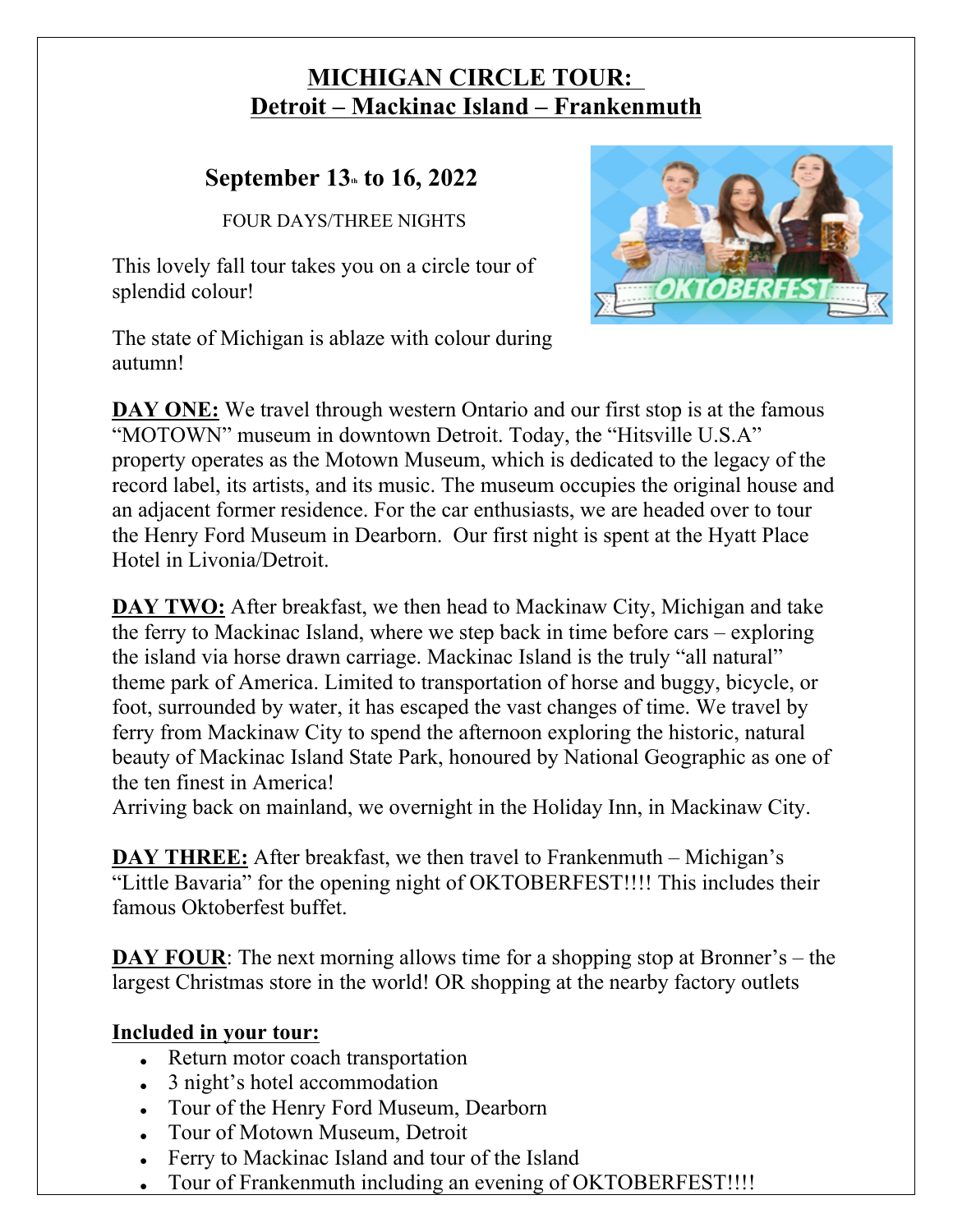# MICHIGAN CIRCLE TOUR: Detroit – Mackinac Island – Frankenmuth

## September 13th to 16, 2022

FOUR DAYS/THREE NIGHTS

This lovely fall tour takes you on a circle tour of splendid colour!

The state of Michigan is ablaze with colour during autumn!

**DAY ONE:** We travel through western Ontario and our first stop is at the famous "MOTOWN" museum in downtown Detroit. Today, the "Hitsville U.S.A" property operates as the Motown Museum, which is dedicated to the legacy of the record label, its artists, and its music. The museum occupies the original house and an adjacent former residence. For the car enthusiasts, we are headed over to tour the Henry Ford Museum in Dearborn. Our first night is spent at the Hyatt Place Hotel in Livonia/Detroit.

**DAY TWO:** After breakfast, we then head to Mackinaw City, Michigan and take the ferry to Mackinac Island, where we step back in time before cars – exploring the island via horse drawn carriage. Mackinac Island is the truly "all natural" theme park of America. Limited to transportation of horse and buggy, bicycle, or foot, surrounded by water, it has escaped the vast changes of time. We travel by ferry from Mackinaw City to spend the afternoon exploring the historic, natural beauty of Mackinac Island State Park, honoured by National Geographic as one of the ten finest in America!
Arriving back on mainland, we overnight in the Holiday Inn, in Mackinaw City.

**DAY THREE:** After breakfast, we then travel to Frankenmuth – Michigan's "Little Bavaria" for the opening night of OKTOBERFEST!!!! This includes their famous Oktoberfest buffet.

**DAY FOUR**: The next morning allows time for a shopping stop at Bronner's – the largest Christmas store in the world! OR shopping at the nearby factory outlets

**Included in your tour:**

- Return motor coach transportation
- 3 night's hotel accommodation
- Tour of the Henry Ford Museum, Dearborn
- Tour of Motown Museum, Detroit
- Ferry to Mackinac Island and tour of the Island
- Tour of Frankenmuth including an evening of OKTOBERFEST!!!!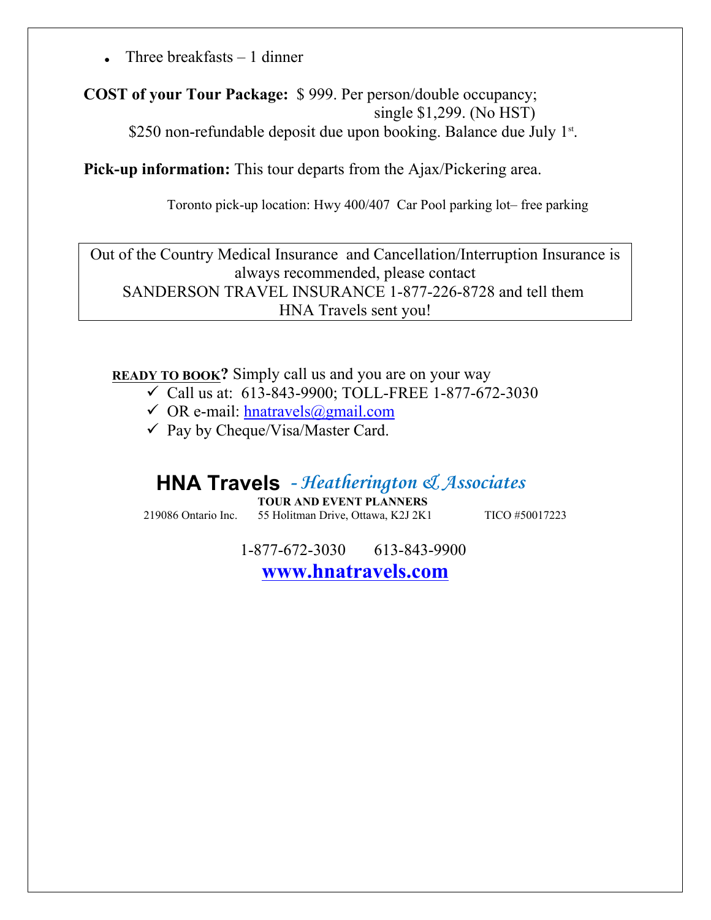- Three breakfasts – 1 dinner

**COST of your Tour Package:** $ 999. Per person/double occupancy;
single $1,299. (No HST)
$250 non-refundable deposit due upon booking. Balance due July 1st.

**Pick-up information:** This tour departs from the Ajax/Pickering area.

Toronto pick-up location: Hwy 400/407 Car Pool parking lot– free parking

Out of the Country Medical Insurance and Cancellation/Interruption Insurance is always recommended, please contact
SANDERSON TRAVEL INSURANCE 1-877-226-8728 and tell them
HNA Travels sent you!

**READY TO BOOK?** Simply call us and you are on your way

- ✓ Call us at: 613-843-9900; TOLL-FREE 1-877-672-3030
- ✓ OR e-mail: hnatravels@gmail.com
- ✓ Pay by Cheque/Visa/Master Card.

**HNA Travels** *- Heatherington & Associates*

**TOUR AND EVENT PLANNERS**

219086 Ontario Inc. 55 Holitman Drive, Ottawa, K2J 2K1 TICO #50017223

1-877-672-3030 613-843-9900

**www.hnatravels.com**